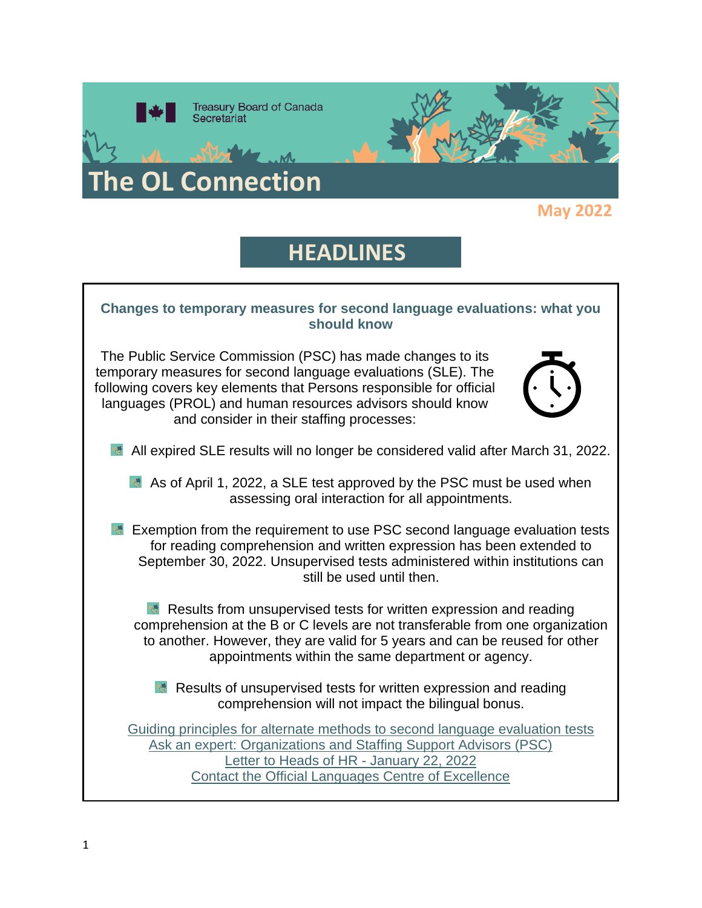Treasury Board of Canada Secretariat

# The OL Connection

May 2022

## HEADLINES

### Changes to temporary measures for second language evaluations: what you should know

The Public Service Commission (PSC) has made changes to its temporary measures for second language evaluations (SLE). The following covers key elements that Persons responsible for official languages (PROL) and human resources advisors should know and consider in their staffing processes:

- All expired SLE results will no longer be considered valid after March 31, 2022.
- As of April 1, 2022, a SLE test approved by the PSC must be used when assessing oral interaction for all appointments.
- Exemption from the requirement to use PSC second language evaluation tests for reading comprehension and written expression has been extended to September 30, 2022. Unsupervised tests administered within institutions can still be used until then.
- Results from unsupervised tests for written expression and reading comprehension at the B or C levels are not transferable from one organization to another. However, they are valid for 5 years and can be reused for other appointments within the same department or agency.
- Results of unsupervised tests for written expression and reading comprehension will not impact the bilingual bonus.

Guiding principles for alternate methods to second language evaluation tests
Ask an expert: Organizations and Staffing Support Advisors (PSC)
Letter to Heads of HR - January 22, 2022
Contact the Official Languages Centre of Excellence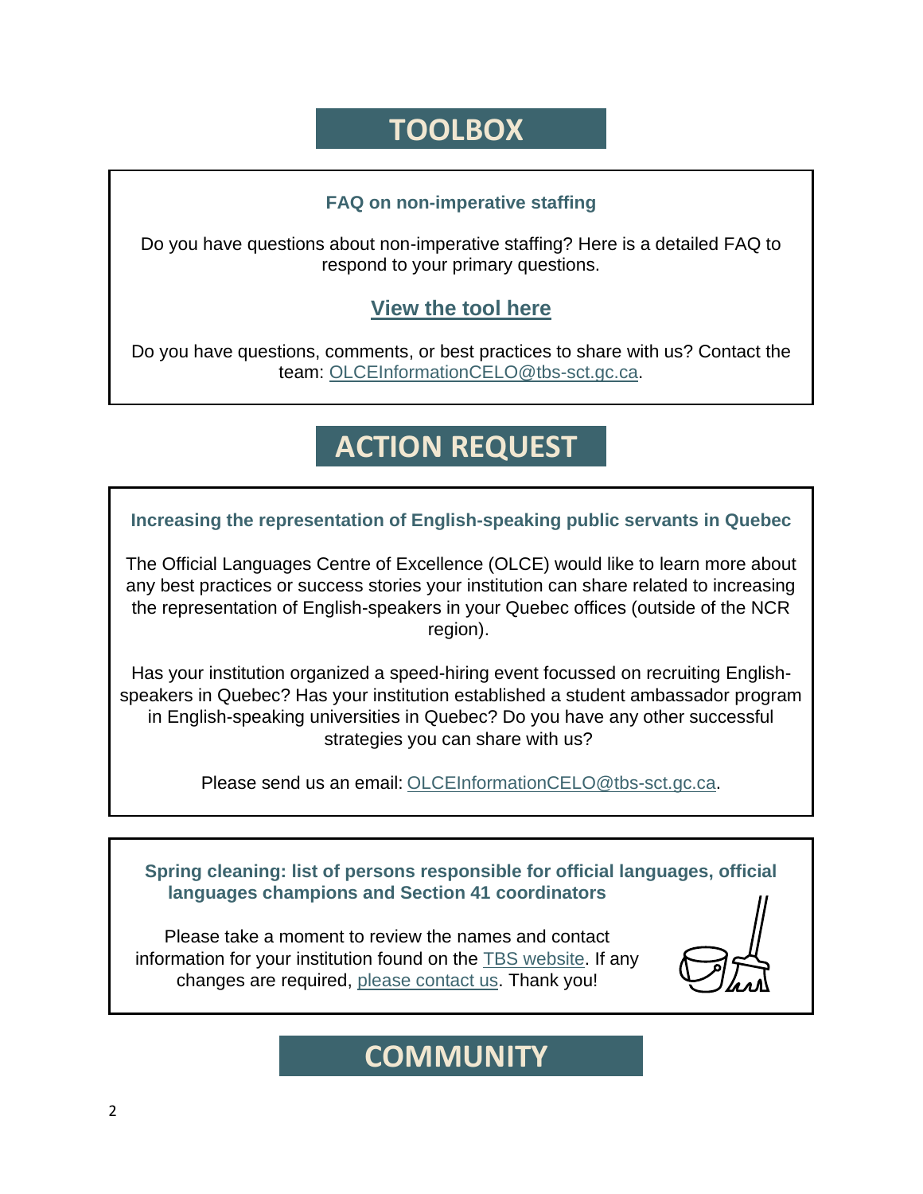# TOOLBOX

### FAQ on non-imperative staffing

Do you have questions about non-imperative staffing? Here is a detailed FAQ to respond to your primary questions.

**View the tool here**

Do you have questions, comments, or best practices to share with us? Contact the team: OLCEInformationCELO@tbs-sct.gc.ca.

# ACTION REQUEST

### Increasing the representation of English-speaking public servants in Quebec

The Official Languages Centre of Excellence (OLCE) would like to learn more about any best practices or success stories your institution can share related to increasing the representation of English-speakers in your Quebec offices (outside of the NCR region).

Has your institution organized a speed-hiring event focussed on recruiting English-speakers in Quebec? Has your institution established a student ambassador program in English-speaking universities in Quebec? Do you have any other successful strategies you can share with us?

Please send us an email: OLCEInformationCELO@tbs-sct.gc.ca.

### Spring cleaning: list of persons responsible for official languages, official languages champions and Section 41 coordinators

Please take a moment to review the names and contact information for your institution found on the TBS website. If any changes are required, please contact us. Thank you!

# COMMUNITY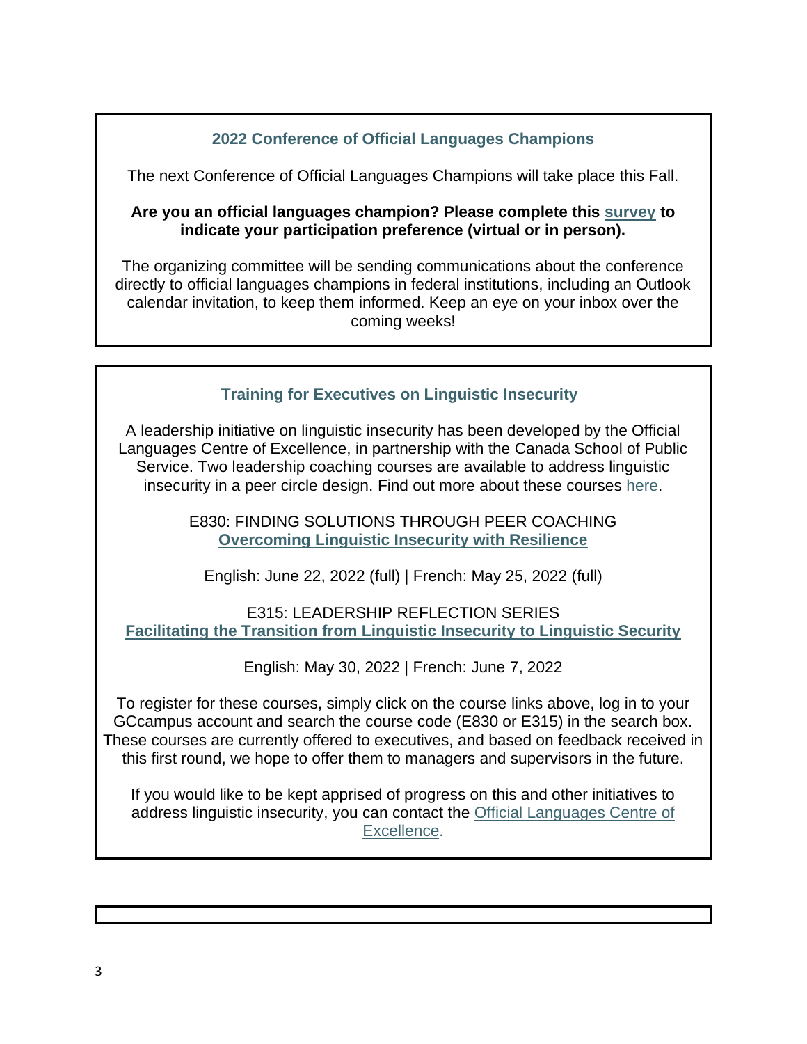## 2022 Conference of Official Languages Champions

The next Conference of Official Languages Champions will take place this Fall.

**Are you an official languages champion? Please complete this survey to indicate your participation preference (virtual or in person).**

The organizing committee will be sending communications about the conference directly to official languages champions in federal institutions, including an Outlook calendar invitation, to keep them informed. Keep an eye on your inbox over the coming weeks!

## Training for Executives on Linguistic Insecurity

A leadership initiative on linguistic insecurity has been developed by the Official Languages Centre of Excellence, in partnership with the Canada School of Public Service. Two leadership coaching courses are available to address linguistic insecurity in a peer circle design. Find out more about these courses here.

E830: FINDING SOLUTIONS THROUGH PEER COACHING
**Overcoming Linguistic Insecurity with Resilience**

English: June 22, 2022 (full) | French: May 25, 2022 (full)

E315: LEADERSHIP REFLECTION SERIES
**Facilitating the Transition from Linguistic Insecurity to Linguistic Security**

English: May 30, 2022 | French: June 7, 2022

To register for these courses, simply click on the course links above, log in to your GCcampus account and search the course code (E830 or E315) in the search box. These courses are currently offered to executives, and based on feedback received in this first round, we hope to offer them to managers and supervisors in the future.

If you would like to be kept apprised of progress on this and other initiatives to address linguistic insecurity, you can contact the Official Languages Centre of Excellence.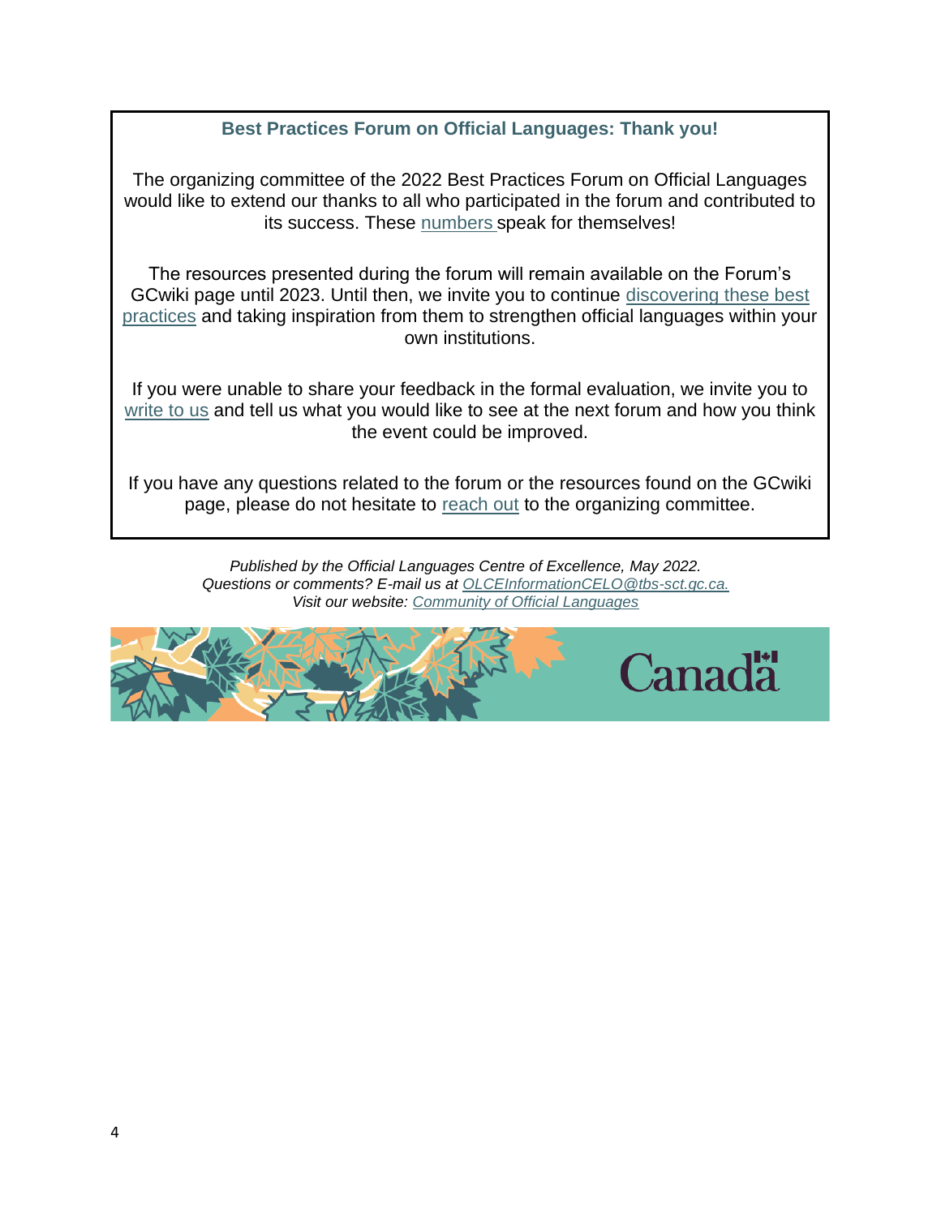## Best Practices Forum on Official Languages: Thank you!

The organizing committee of the 2022 Best Practices Forum on Official Languages would like to extend our thanks to all who participated in the forum and contributed to its success. These numbers speak for themselves!

The resources presented during the forum will remain available on the Forum's GCwiki page until 2023. Until then, we invite you to continue discovering these best practices and taking inspiration from them to strengthen official languages within your own institutions.

If you were unable to share your feedback in the formal evaluation, we invite you to write to us and tell us what you would like to see at the next forum and how you think the event could be improved.

If you have any questions related to the forum or the resources found on the GCwiki page, please do not hesitate to reach out to the organizing committee.

*Published by the Official Languages Centre of Excellence, May 2022.*
*Questions or comments? E-mail us at OLCEInformationCELO@tbs-sct.gc.ca.*
*Visit our website: Community of Official Languages*

Canada